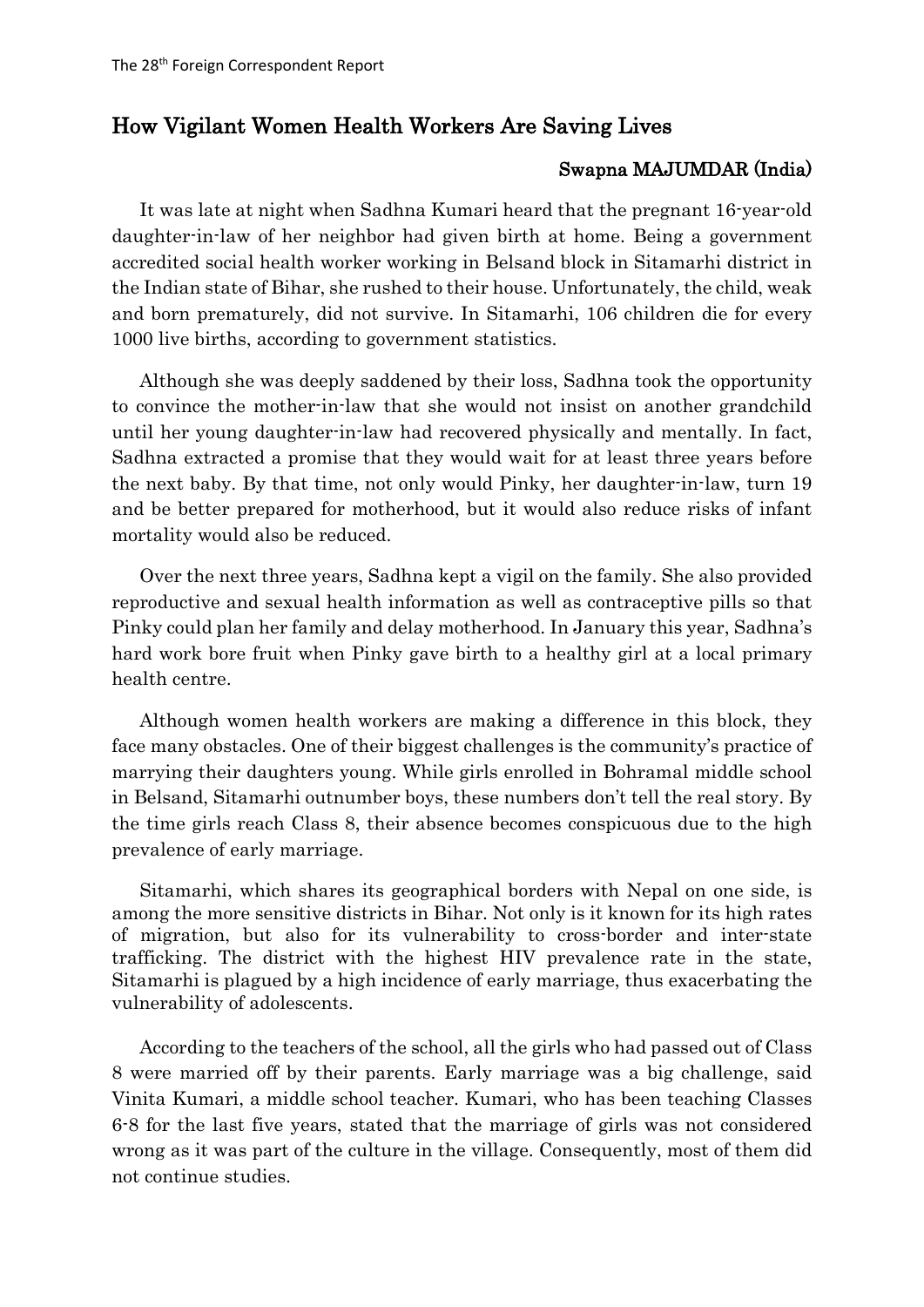## How Vigilant Women Health Workers Are Saving Lives

**Swapna MAJUMDAR (India)**

It was late at night when Sadhna Kumari heard that the pregnant 16-year-old daughter-in-law of her neighbor had given birth at home. Being a government accredited social health worker working in Belsand block in Sitamarhi district in the Indian state of Bihar, she rushed to their house. Unfortunately, the child, weak and born prematurely, did not survive. In Sitamarhi, 106 children die for every 1000 live births, according to government statistics.

Although she was deeply saddened by their loss, Sadhna took the opportunity to convince the mother-in-law that she would not insist on another grandchild until her young daughter-in-law had recovered physically and mentally. In fact, Sadhna extracted a promise that they would wait for at least three years before the next baby. By that time, not only would Pinky, her daughter-in-law, turn 19 and be better prepared for motherhood, but it would also reduce risks of infant mortality would also be reduced.

Over the next three years, Sadhna kept a vigil on the family. She also provided reproductive and sexual health information as well as contraceptive pills so that Pinky could plan her family and delay motherhood. In January this year, Sadhna's hard work bore fruit when Pinky gave birth to a healthy girl at a local primary health centre.

Although women health workers are making a difference in this block, they face many obstacles. One of their biggest challenges is the community's practice of marrying their daughters young. While girls enrolled in Bohramal middle school in Belsand, Sitamarhi outnumber boys, these numbers don't tell the real story. By the time girls reach Class 8, their absence becomes conspicuous due to the high prevalence of early marriage.

Sitamarhi, which shares its geographical borders with Nepal on one side, is among the more sensitive districts in Bihar. Not only is it known for its high rates of migration, but also for its vulnerability to cross-border and inter-state trafficking. The district with the highest HIV prevalence rate in the state, Sitamarhi is plagued by a high incidence of early marriage, thus exacerbating the vulnerability of adolescents.

According to the teachers of the school, all the girls who had passed out of Class 8 were married off by their parents. Early marriage was a big challenge, said Vinita Kumari, a middle school teacher. Kumari, who has been teaching Classes 6-8 for the last five years, stated that the marriage of girls was not considered wrong as it was part of the culture in the village. Consequently, most of them did not continue studies.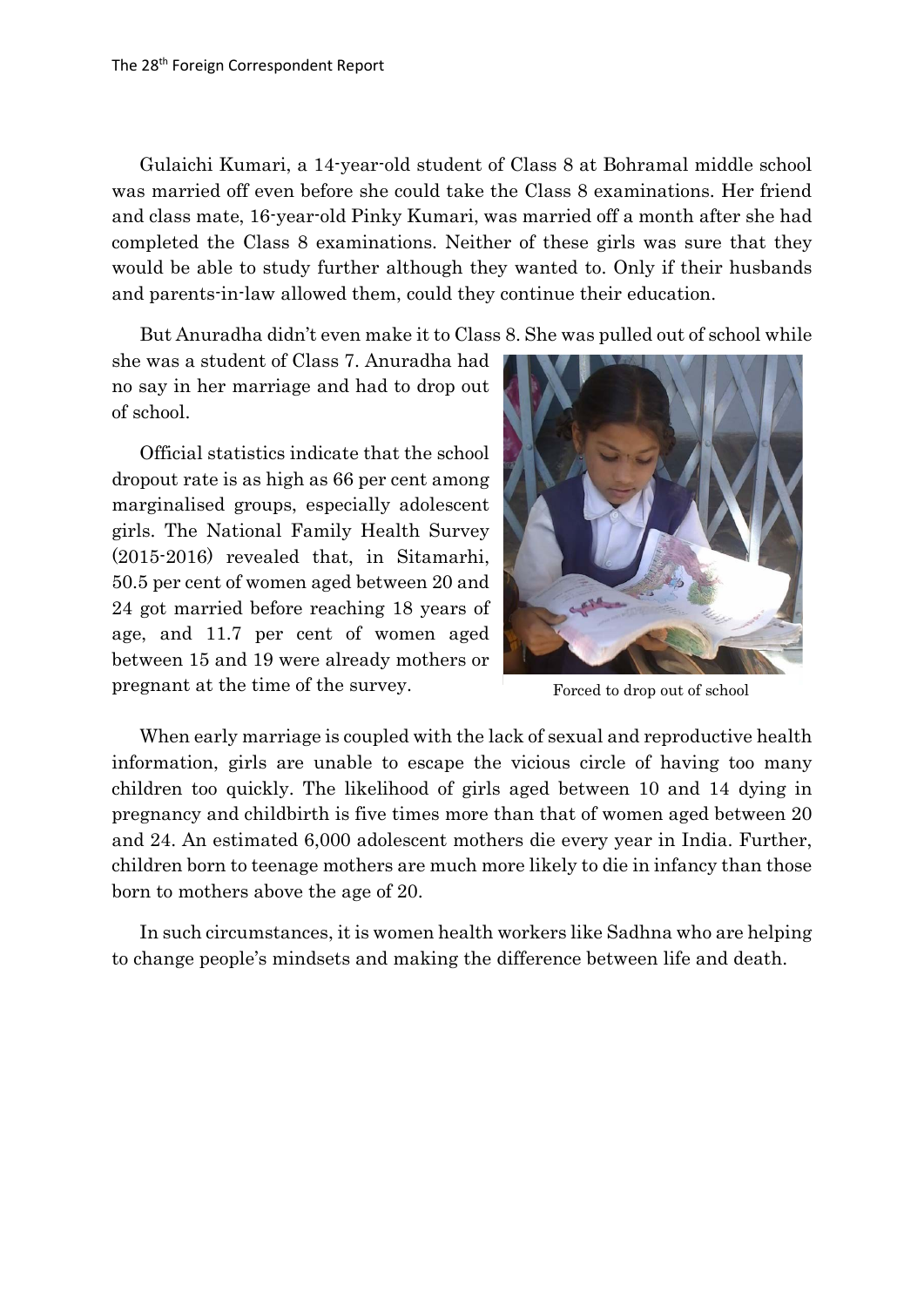Gulaichi Kumari, a 14-year-old student of Class 8 at Bohramal middle school was married off even before she could take the Class 8 examinations. Her friend and class mate, 16-year-old Pinky Kumari, was married off a month after she had completed the Class 8 examinations. Neither of these girls was sure that they would be able to study further although they wanted to. Only if their husbands and parents-in-law allowed them, could they continue their education.

But Anuradha didn't even make it to Class 8. She was pulled out of school while she was a student of Class 7. Anuradha had no say in her marriage and had to drop out of school.

Official statistics indicate that the school dropout rate is as high as 66 per cent among marginalised groups, especially adolescent girls. The National Family Health Survey (2015-2016) revealed that, in Sitamarhi, 50.5 per cent of women aged between 20 and 24 got married before reaching 18 years of age, and 11.7 per cent of women aged between 15 and 19 were already mothers or pregnant at the time of the survey.

Forced to drop out of school

When early marriage is coupled with the lack of sexual and reproductive health information, girls are unable to escape the vicious circle of having too many children too quickly. The likelihood of girls aged between 10 and 14 dying in pregnancy and childbirth is five times more than that of women aged between 20 and 24. An estimated 6,000 adolescent mothers die every year in India. Further, children born to teenage mothers are much more likely to die in infancy than those born to mothers above the age of 20.

In such circumstances, it is women health workers like Sadhna who are helping to change people's mindsets and making the difference between life and death.